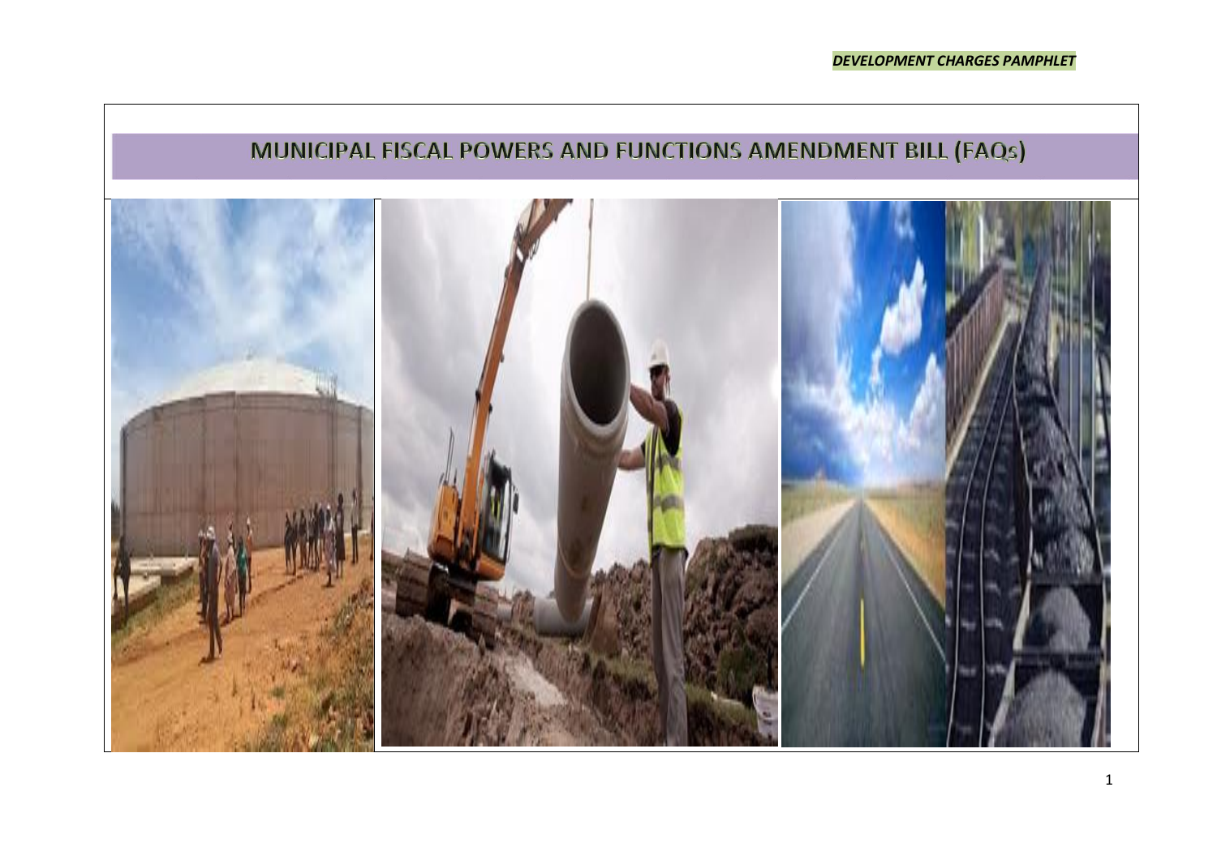*DEVELOPMENT CHARGES PAMPHLET*

# MUNICIPAL FISCAL POWERS AND FUNCTIONS AMENDMENT BILL (FAQs)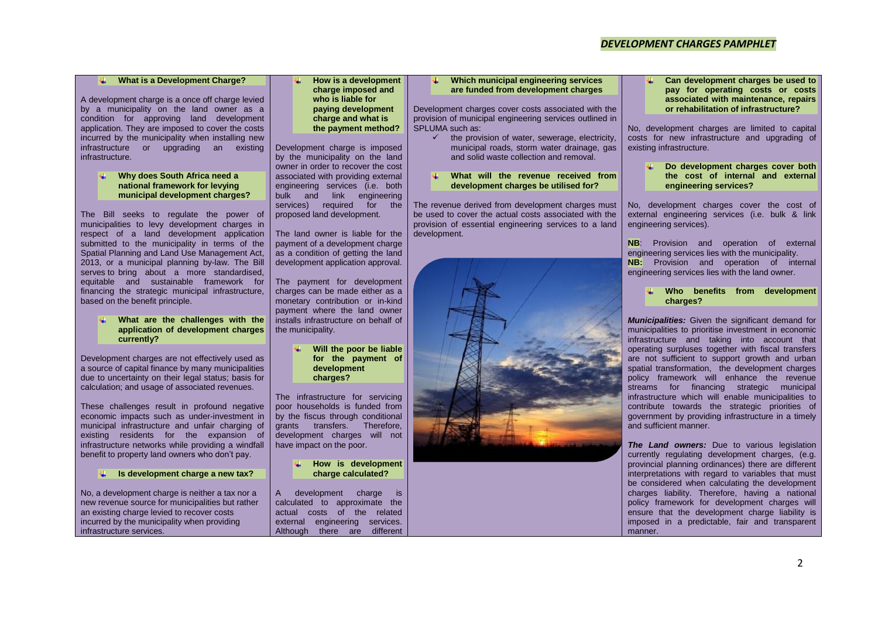### What is a Development Charge?

A development charge is a once off charge levied by a municipality on the land owner as a condition for approving land development application. They are imposed to cover the costs incurred by the municipality when installing new infrastructure or upgrading an existing infrastructure.

### Why does South Africa need a national framework for levying municipal development charges?

The Bill seeks to regulate the power of municipalities to levy development charges in respect of a land development application submitted to the municipality in terms of the Spatial Planning and Land Use Management Act, 2013, or a municipal planning by-law. The Bill serves to bring about a more standardised, equitable and sustainable framework for financing the strategic municipal infrastructure, based on the benefit principle.

### What are the challenges with the application of development charges currently?

Development charges are not effectively used as a source of capital finance by many municipalities due to uncertainty on their legal status; basis for calculation; and usage of associated revenues.

These challenges result in profound negative economic impacts such as under-investment in municipal infrastructure and unfair charging of existing residents for the expansion of infrastructure networks while providing a windfall benefit to property land owners who don't pay.

### Is development charge a new tax?

No, a development charge is neither a tax nor a new revenue source for municipalities but rather an existing charge levied to recover costs incurred by the municipality when providing infrastructure services.

### How is a development charge imposed and who is liable for paying development charge and what is the payment method?

Development charge is imposed by the municipality on the land owner in order to recover the cost associated with providing external engineering services (i.e. both bulk and link engineering services) required for the proposed land development.

The land owner is liable for the payment of a development charge as a condition of getting the land development application approval.

The payment for development charges can be made either as a monetary contribution or in-kind payment where the land owner installs infrastructure on behalf of the municipality.

### Will the poor be liable for the payment of development charges?

The infrastructure for servicing poor households is funded from by the fiscus through conditional grants transfers. Therefore, development charges will not have impact on the poor.

### How is development charge calculated?

A development charge is calculated to approximate the actual costs of the related external engineering services. Although there are different

### Which municipal engineering services are funded from development charges

Development charges cover costs associated with the provision of municipal engineering services outlined in SPLUMA such as:

- ✓ the provision of water, sewerage, electricity, municipal roads, storm water drainage, gas and solid waste collection and removal.

### What will the revenue received from development charges be utilised for?

The revenue derived from development charges must be used to cover the actual costs associated with the provision of essential engineering services to a land development.

### Can development charges be used to pay for operating costs or costs associated with maintenance, repairs or rehabilitation of infrastructure?

No, development charges are limited to capital costs for new infrastructure and upgrading of existing infrastructure.

### Do development charges cover both the cost of internal and external engineering services?

No, development charges cover the cost of external engineering services (i.e. bulk & link engineering services).

**NB**: Provision and operation of external engineering services lies with the municipality.
**NB:** Provision and operation of internal engineering services lies with the land owner.

### Who benefits from development charges?

***Municipalities:*** Given the significant demand for municipalities to prioritise investment in economic infrastructure and taking into account that operating surpluses together with fiscal transfers are not sufficient to support growth and urban spatial transformation, the development charges policy framework will enhance the revenue streams for financing strategic municipal infrastructure which will enable municipalities to contribute towards the strategic priorities of government by providing infrastructure in a timely and sufficient manner.

***The Land owners:*** Due to various legislation currently regulating development charges, (e.g. provincial planning ordinances) there are different interpretations with regard to variables that must be considered when calculating the development charges liability. Therefore, having a national policy framework for development charges will ensure that the development charge liability is imposed in a predictable, fair and transparent manner.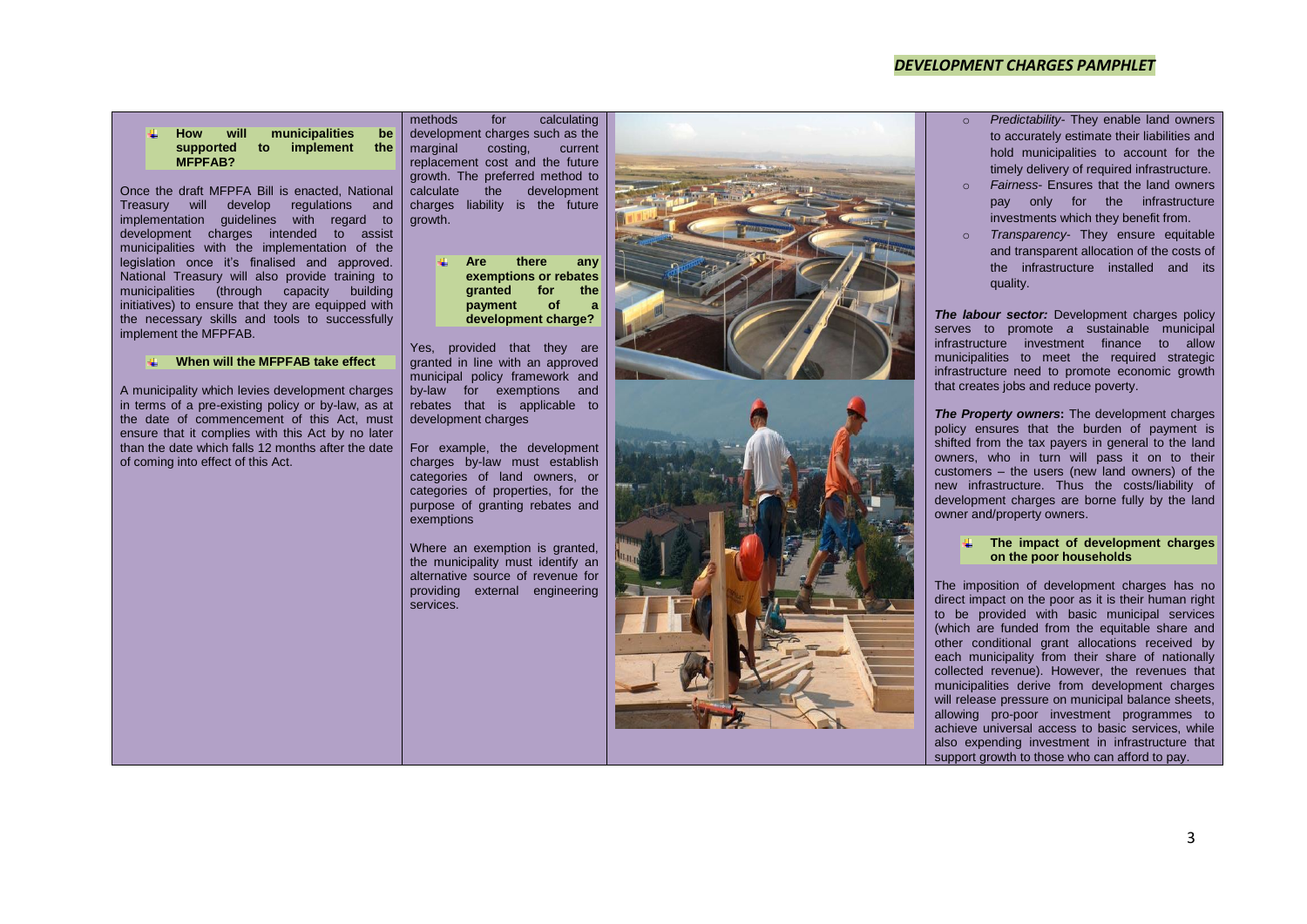### How will municipalities be supported to implement the MFPFAB?

Once the draft MFPFA Bill is enacted, National Treasury will develop regulations and implementation guidelines with regard to development charges intended to assist municipalities with the implementation of the legislation once it's finalised and approved. National Treasury will also provide training to municipalities (through capacity building initiatives) to ensure that they are equipped with the necessary skills and tools to successfully implement the MFPFAB.

### When will the MFPFAB take effect

A municipality which levies development charges in terms of a pre-existing policy or by-law, as at the date of commencement of this Act, must ensure that it complies with this Act by no later than the date which falls 12 months after the date of coming into effect of this Act.

methods for calculating development charges such as the marginal costing, current replacement cost and the future growth. The preferred method to calculate the development charges liability is the future growth.

### Are there any exemptions or rebates granted for the payment of a development charge?

Yes, provided that they are granted in line with an approved municipal policy framework and by-law for exemptions and rebates that is applicable to development charges

For example, the development charges by-law must establish categories of land owners, or categories of properties, for the purpose of granting rebates and exemptions

Where an exemption is granted, the municipality must identify an alternative source of revenue for providing external engineering services.

- *Predictability*- They enable land owners to accurately estimate their liabilities and hold municipalities to account for the timely delivery of required infrastructure.
- *Fairness*- Ensures that the land owners pay only for the infrastructure investments which they benefit from.
- *Transparency*- They ensure equitable and transparent allocation of the costs of the infrastructure installed and its quality.

***The labour sector:*** Development charges policy serves to promote *a* sustainable municipal infrastructure investment finance to allow municipalities to meet the required strategic infrastructure need to promote economic growth that creates jobs and reduce poverty.

***The Property owners*****:** The development charges policy ensures that the burden of payment is shifted from the tax payers in general to the land owners, who in turn will pass it on to their customers – the users (new land owners) of the new infrastructure. Thus the costs/liability of development charges are borne fully by the land owner and/property owners.

### The impact of development charges on the poor households

The imposition of development charges has no direct impact on the poor as it is their human right to be provided with basic municipal services (which are funded from the equitable share and other conditional grant allocations received by each municipality from their share of nationally collected revenue). However, the revenues that municipalities derive from development charges will release pressure on municipal balance sheets, allowing pro-poor investment programmes to achieve universal access to basic services, while also expending investment in infrastructure that support growth to those who can afford to pay.